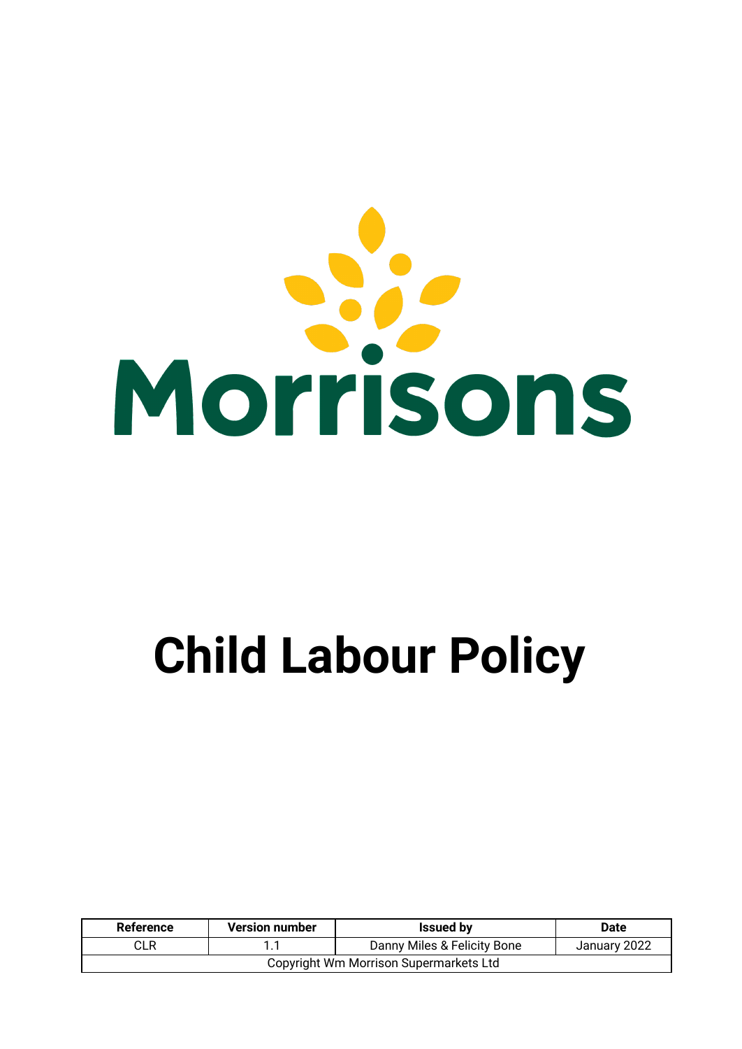Morrisons

# Child Labour Policy

| Reference | Version number | Issued by | Date |
|---|---|---|---|
| CLR | 1.1 | Danny Miles & Felicity Bone | January 2022 |
| Copyright Wm Morrison Supermarkets Ltd | | | |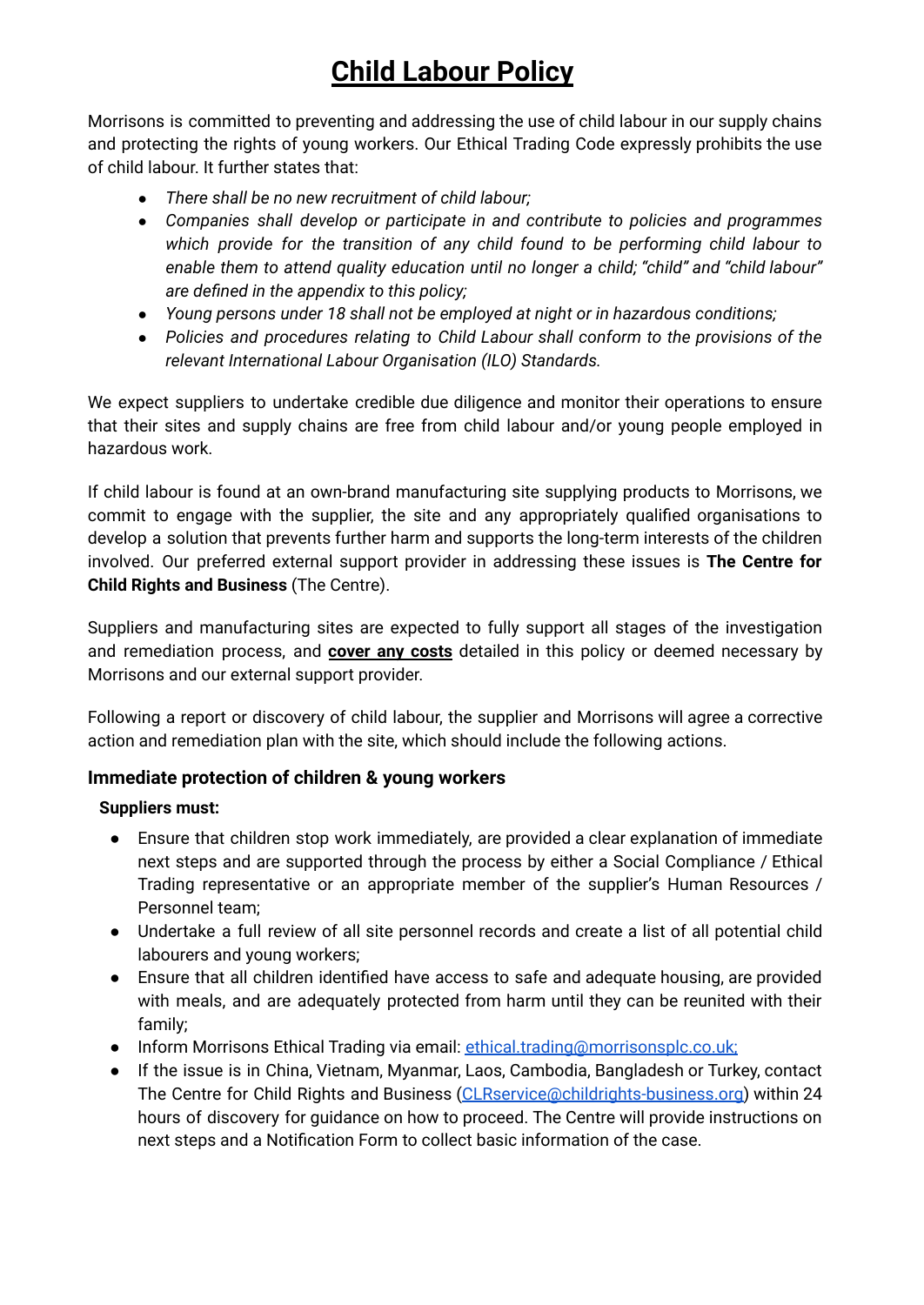# Child Labour Policy

Morrisons is committed to preventing and addressing the use of child labour in our supply chains and protecting the rights of young workers. Our Ethical Trading Code expressly prohibits the use of child labour. It further states that:

- *There shall be no new recruitment of child labour;*
- *Companies shall develop or participate in and contribute to policies and programmes which provide for the transition of any child found to be performing child labour to enable them to attend quality education until no longer a child; "child" and "child labour" are defined in the appendix to this policy;*
- *Young persons under 18 shall not be employed at night or in hazardous conditions;*
- *Policies and procedures relating to Child Labour shall conform to the provisions of the relevant International Labour Organisation (ILO) Standards.*

We expect suppliers to undertake credible due diligence and monitor their operations to ensure that their sites and supply chains are free from child labour and/or young people employed in hazardous work.

If child labour is found at an own-brand manufacturing site supplying products to Morrisons, we commit to engage with the supplier, the site and any appropriately qualified organisations to develop a solution that prevents further harm and supports the long-term interests of the children involved. Our preferred external support provider in addressing these issues is **The Centre for Child Rights and Business** (The Centre).

Suppliers and manufacturing sites are expected to fully support all stages of the investigation and remediation process, and **cover any costs** detailed in this policy or deemed necessary by Morrisons and our external support provider.

Following a report or discovery of child labour, the supplier and Morrisons will agree a corrective action and remediation plan with the site, which should include the following actions.

### Immediate protection of children & young workers

**Suppliers must:**

- Ensure that children stop work immediately, are provided a clear explanation of immediate next steps and are supported through the process by either a Social Compliance / Ethical Trading representative or an appropriate member of the supplier's Human Resources / Personnel team;
- Undertake a full review of all site personnel records and create a list of all potential child labourers and young workers;
- Ensure that all children identified have access to safe and adequate housing, are provided with meals, and are adequately protected from harm until they can be reunited with their family;
- Inform Morrisons Ethical Trading via email: ethical.trading@morrisonsplc.co.uk;
- If the issue is in China, Vietnam, Myanmar, Laos, Cambodia, Bangladesh or Turkey, contact The Centre for Child Rights and Business (CLRservice@childrights-business.org) within 24 hours of discovery for guidance on how to proceed. The Centre will provide instructions on next steps and a Notification Form to collect basic information of the case.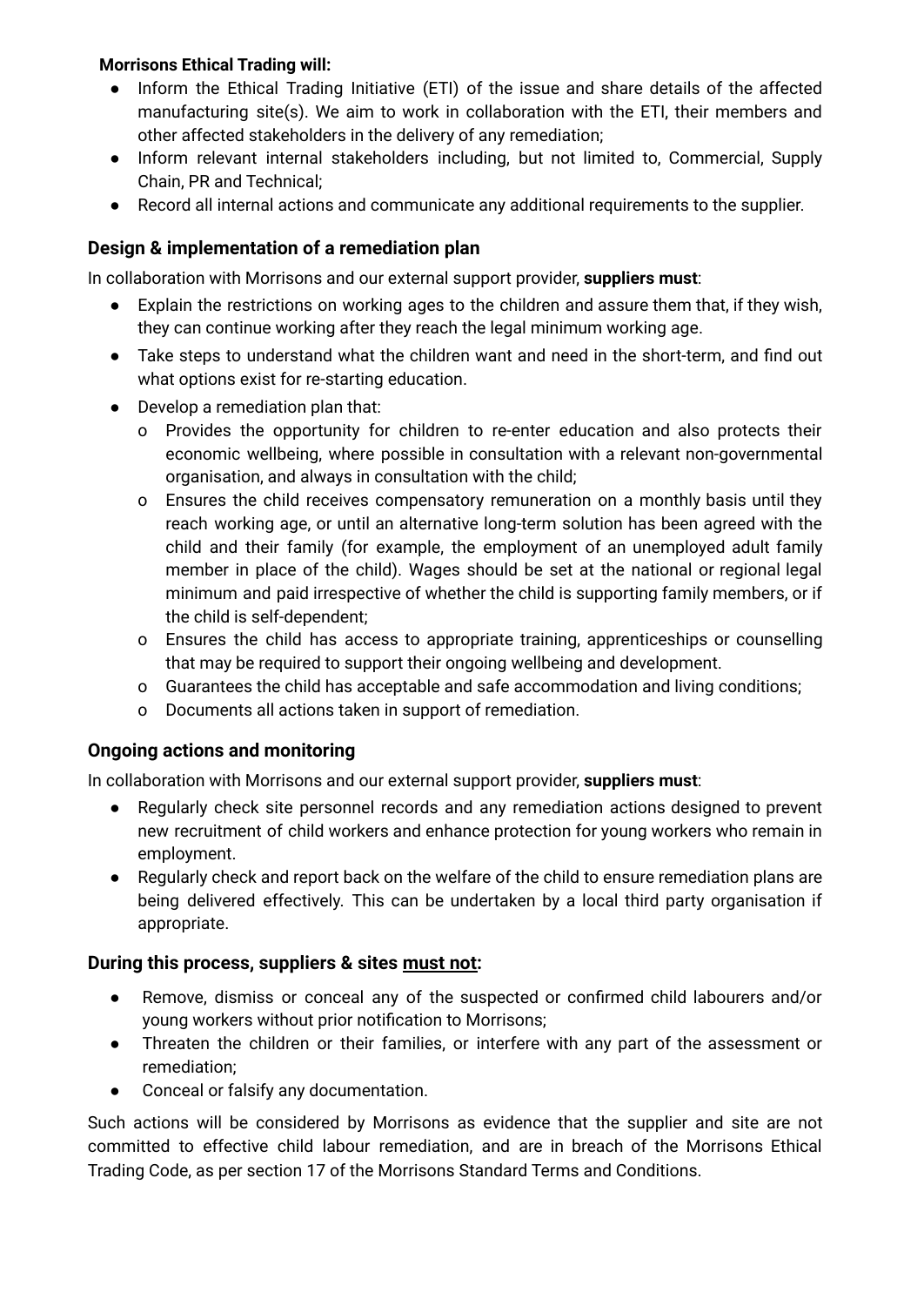**Morrisons Ethical Trading will:**

- Inform the Ethical Trading Initiative (ETI) of the issue and share details of the affected manufacturing site(s). We aim to work in collaboration with the ETI, their members and other affected stakeholders in the delivery of any remediation;
- Inform relevant internal stakeholders including, but not limited to, Commercial, Supply Chain, PR and Technical;
- Record all internal actions and communicate any additional requirements to the supplier.

### Design & implementation of a remediation plan

In collaboration with Morrisons and our external support provider, **suppliers must**:

- Explain the restrictions on working ages to the children and assure them that, if they wish, they can continue working after they reach the legal minimum working age.
- Take steps to understand what the children want and need in the short-term, and find out what options exist for re-starting education.
- Develop a remediation plan that:
    - o Provides the opportunity for children to re-enter education and also protects their economic wellbeing, where possible in consultation with a relevant non-governmental organisation, and always in consultation with the child;
    - o Ensures the child receives compensatory remuneration on a monthly basis until they reach working age, or until an alternative long-term solution has been agreed with the child and their family (for example, the employment of an unemployed adult family member in place of the child). Wages should be set at the national or regional legal minimum and paid irrespective of whether the child is supporting family members, or if the child is self-dependent;
    - o Ensures the child has access to appropriate training, apprenticeships or counselling that may be required to support their ongoing wellbeing and development.
    - o Guarantees the child has acceptable and safe accommodation and living conditions;
    - o Documents all actions taken in support of remediation.

### Ongoing actions and monitoring

In collaboration with Morrisons and our external support provider, **suppliers must**:

- Regularly check site personnel records and any remediation actions designed to prevent new recruitment of child workers and enhance protection for young workers who remain in employment.
- Regularly check and report back on the welfare of the child to ensure remediation plans are being delivered effectively. This can be undertaken by a local third party organisation if appropriate.

### During this process, suppliers & sites must not:

- Remove, dismiss or conceal any of the suspected or confirmed child labourers and/or young workers without prior notification to Morrisons;
- Threaten the children or their families, or interfere with any part of the assessment or remediation;
- Conceal or falsify any documentation.

Such actions will be considered by Morrisons as evidence that the supplier and site are not committed to effective child labour remediation, and are in breach of the Morrisons Ethical Trading Code, as per section 17 of the Morrisons Standard Terms and Conditions.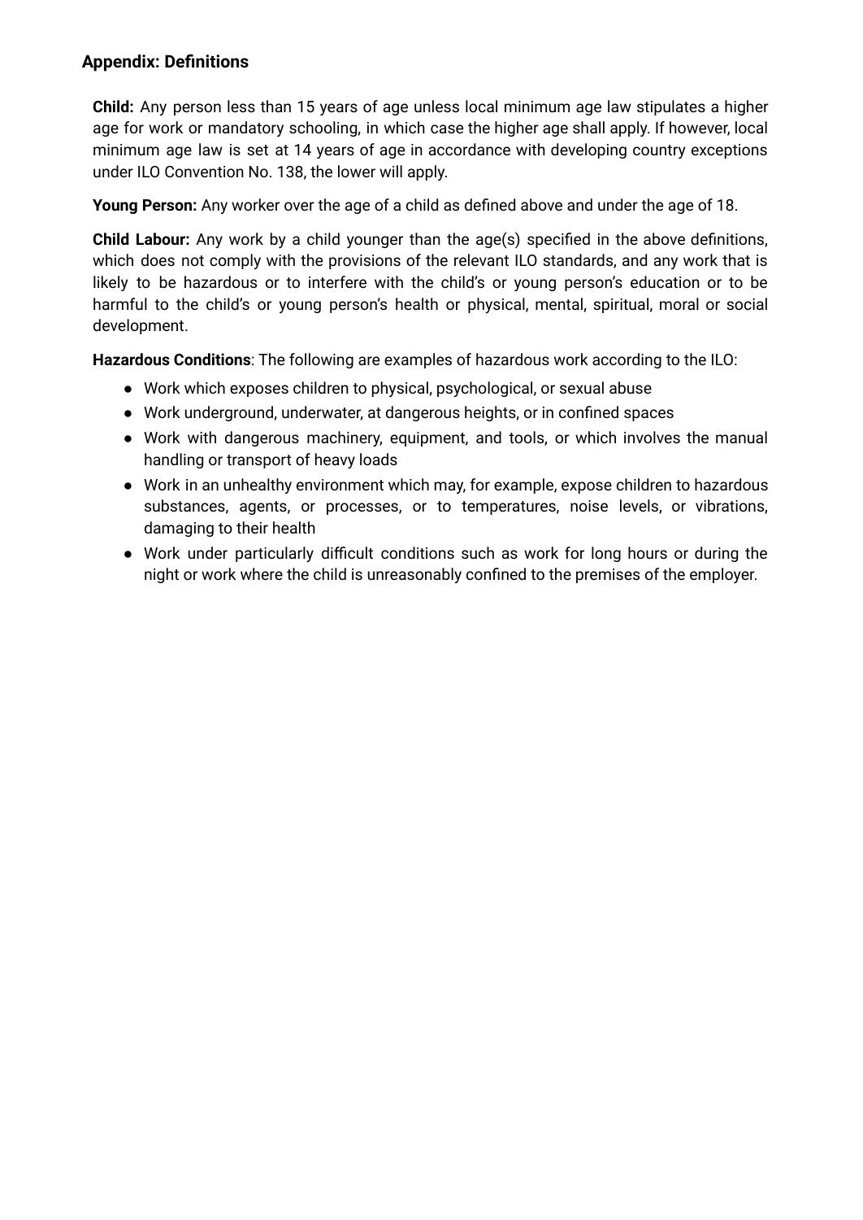## Appendix: Definitions

**Child:** Any person less than 15 years of age unless local minimum age law stipulates a higher age for work or mandatory schooling, in which case the higher age shall apply. If however, local minimum age law is set at 14 years of age in accordance with developing country exceptions under ILO Convention No. 138, the lower will apply.

**Young Person:** Any worker over the age of a child as defined above and under the age of 18.

**Child Labour:** Any work by a child younger than the age(s) specified in the above definitions, which does not comply with the provisions of the relevant ILO standards, and any work that is likely to be hazardous or to interfere with the child's or young person's education or to be harmful to the child's or young person's health or physical, mental, spiritual, moral or social development.

**Hazardous Conditions**: The following are examples of hazardous work according to the ILO:

- Work which exposes children to physical, psychological, or sexual abuse
- Work underground, underwater, at dangerous heights, or in confined spaces
- Work with dangerous machinery, equipment, and tools, or which involves the manual handling or transport of heavy loads
- Work in an unhealthy environment which may, for example, expose children to hazardous substances, agents, or processes, or to temperatures, noise levels, or vibrations, damaging to their health
- Work under particularly difficult conditions such as work for long hours or during the night or work where the child is unreasonably confined to the premises of the employer.